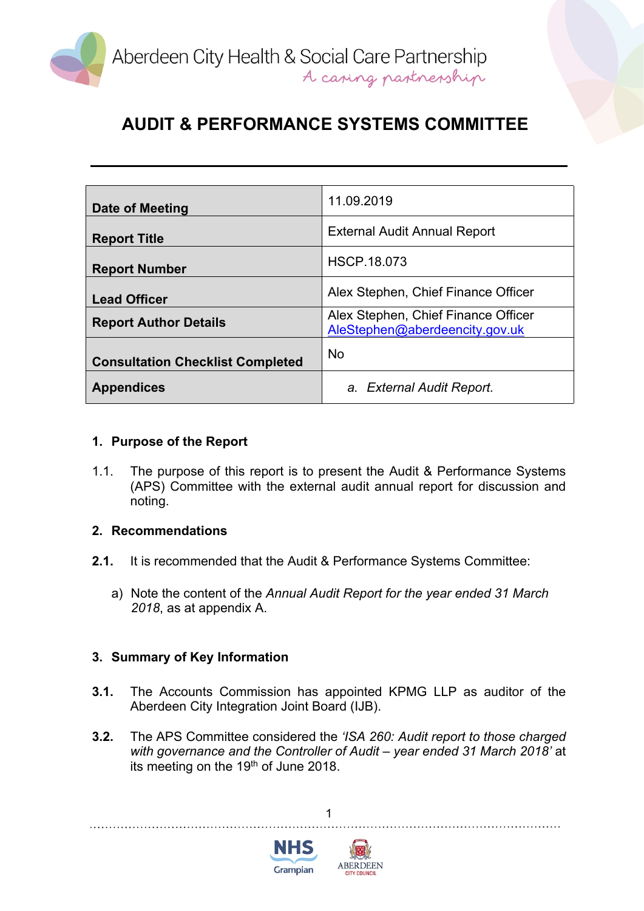Aberdeen City Health & Social Care Partnership
*A caring partnership*

# AUDIT & PERFORMANCE SYSTEMS COMMITTEE

| | |
|---|---|
| **Date of Meeting** | 11.09.2019 |
| **Report Title** | External Audit Annual Report |
| **Report Number** | HSCP.18.073 |
| **Lead Officer** | Alex Stephen, Chief Finance Officer |
| **Report Author Details** | Alex Stephen, Chief Finance Officer<br>AleStephen@aberdeencity.gov.uk |
| **Consultation Checklist Completed** | No |
| **Appendices** | a. *External Audit Report.* |

## 1. Purpose of the Report

1.1. The purpose of this report is to present the Audit & Performance Systems (APS) Committee with the external audit annual report for discussion and noting.

## 2. Recommendations

**2.1.** It is recommended that the Audit & Performance Systems Committee:

a) Note the content of the *Annual Audit Report for the year ended 31 March 2018*, as at appendix A.

## 3. Summary of Key Information

**3.1.** The Accounts Commission has appointed KPMG LLP as auditor of the Aberdeen City Integration Joint Board (IJB).

**3.2.** The APS Committee considered the *'ISA 260: Audit report to those charged with governance and the Controller of Audit – year ended 31 March 2018'* at its meeting on the 19th of June 2018.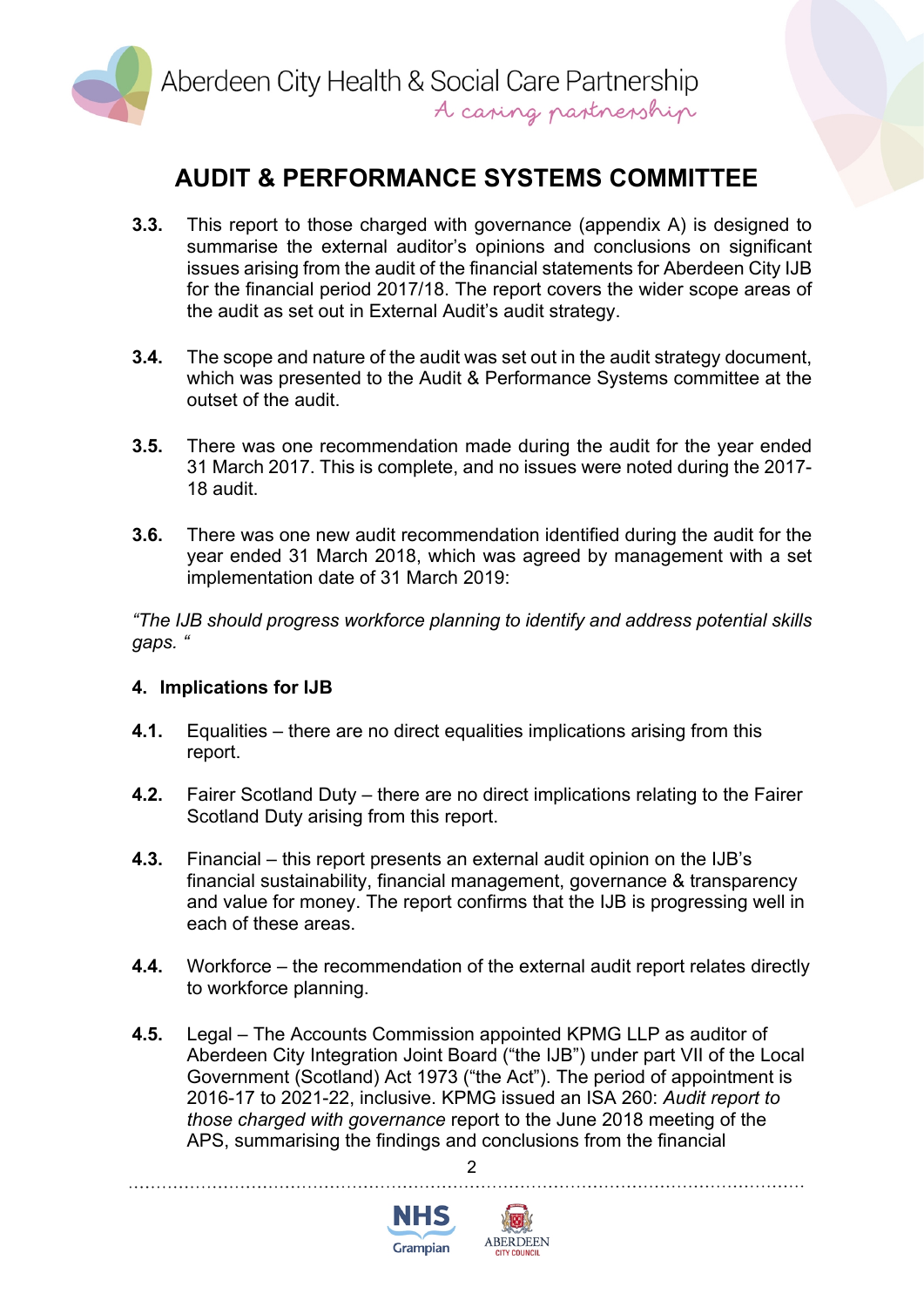## AUDIT & PERFORMANCE SYSTEMS COMMITTEE

**3.3.** This report to those charged with governance (appendix A) is designed to summarise the external auditor's opinions and conclusions on significant issues arising from the audit of the financial statements for Aberdeen City IJB for the financial period 2017/18. The report covers the wider scope areas of the audit as set out in External Audit's audit strategy.

**3.4.** The scope and nature of the audit was set out in the audit strategy document, which was presented to the Audit & Performance Systems committee at the outset of the audit.

**3.5.** There was one recommendation made during the audit for the year ended 31 March 2017. This is complete, and no issues were noted during the 2017-18 audit.

**3.6.** There was one new audit recommendation identified during the audit for the year ended 31 March 2018, which was agreed by management with a set implementation date of 31 March 2019:

*"The IJB should progress workforce planning to identify and address potential skills gaps. "*

### 4. Implications for IJB

**4.1.** Equalities – there are no direct equalities implications arising from this report.

**4.2.** Fairer Scotland Duty – there are no direct implications relating to the Fairer Scotland Duty arising from this report.

**4.3.** Financial – this report presents an external audit opinion on the IJB's financial sustainability, financial management, governance & transparency and value for money. The report confirms that the IJB is progressing well in each of these areas.

**4.4.** Workforce – the recommendation of the external audit report relates directly to workforce planning.

**4.5.** Legal – The Accounts Commission appointed KPMG LLP as auditor of Aberdeen City Integration Joint Board ("the IJB") under part VII of the Local Government (Scotland) Act 1973 ("the Act"). The period of appointment is 2016-17 to 2021-22, inclusive. KPMG issued an ISA 260: *Audit report to those charged with governance* report to the June 2018 meeting of the APS, summarising the findings and conclusions from the financial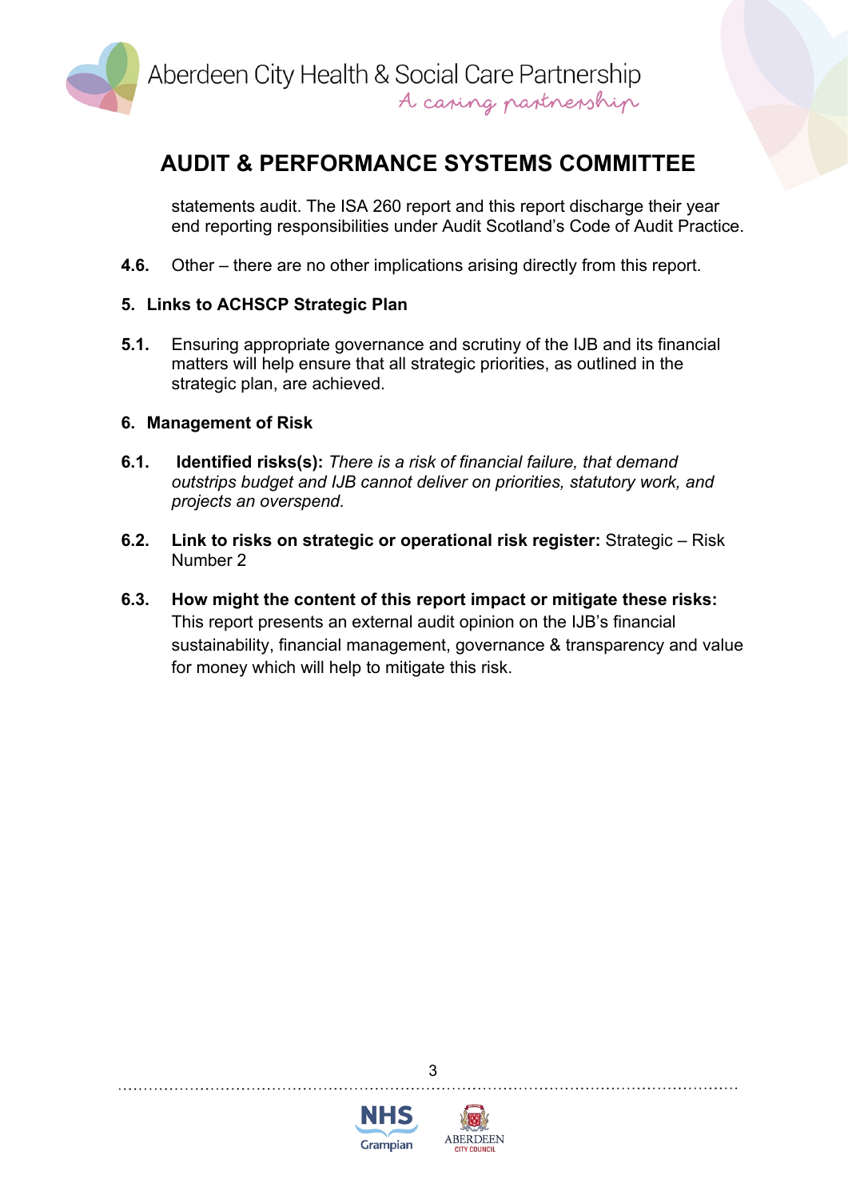statements audit. The ISA 260 report and this report discharge their year end reporting responsibilities under Audit Scotland's Code of Audit Practice.

**4.6.** Other – there are no other implications arising directly from this report.

**5. Links to ACHSCP Strategic Plan**

**5.1.** Ensuring appropriate governance and scrutiny of the IJB and its financial matters will help ensure that all strategic priorities, as outlined in the strategic plan, are achieved.

**6. Management of Risk**

**6.1.** **Identified risks(s):** *There is a risk of financial failure, that demand outstrips budget and IJB cannot deliver on priorities, statutory work, and projects an overspend.*

**6.2.** **Link to risks on strategic or operational risk register:** Strategic – Risk Number 2

**6.3.** **How might the content of this report impact or mitigate these risks:** This report presents an external audit opinion on the IJB's financial sustainability, financial management, governance & transparency and value for money which will help to mitigate this risk.